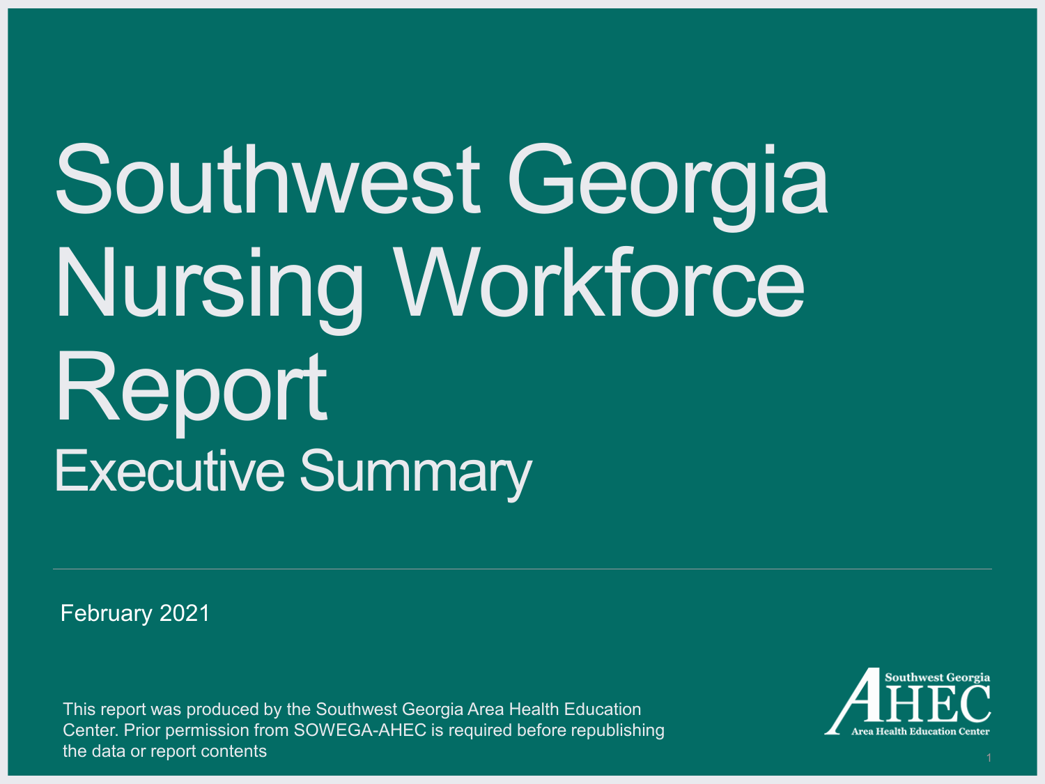# Southwest Georgia Nursing Workforce Report

## Executive Summary

February 2021

This report was produced by the Southwest Georgia Area Health Education Center. Prior permission from SOWEGA-AHEC is required before republishing the data or report contents

Southwest Georgia AHEC Area Health Education Center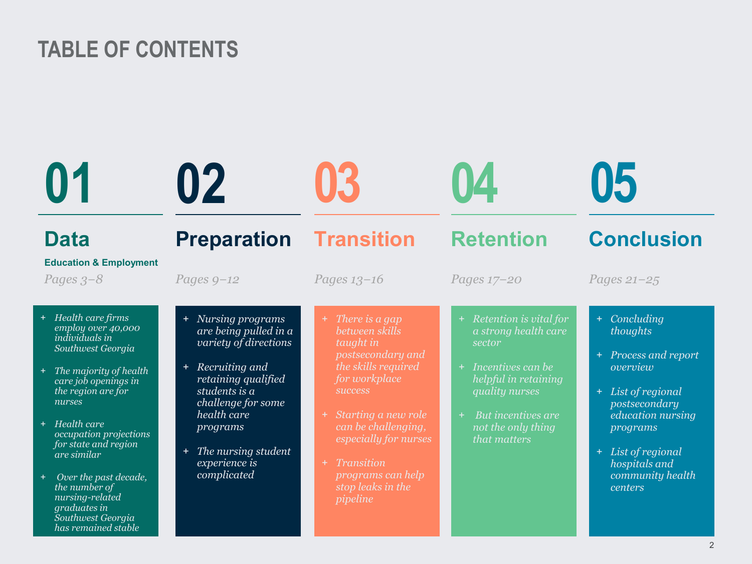# TABLE OF CONTENTS

## 01 Data

**Education & Employment**

*Pages 3–8*

- *Health care firms employ over 40,000 individuals in Southwest Georgia*
- *The majority of health care job openings in the region are for nurses*
- *Health care occupation projections for state and region are similar*
- *Over the past decade, the number of nursing-related graduates in Southwest Georgia has remained stable*

## 02 Preparation

*Pages 9–12*

- *Nursing programs are being pulled in a variety of directions*
- *Recruiting and retaining qualified students is a challenge for some health care programs*
- *The nursing student experience is complicated*

## 03 Transition

*Pages 13–16*

- *There is a gap between skills taught in postsecondary and the skills required for workplace success*
- *Starting a new role can be challenging, especially for nurses*
- *Transition programs can help stop leaks in the pipeline*

## 04 Retention

*Pages 17–20*

- *Retention is vital for a strong health care sector*
- *Incentives can be helpful in retaining quality nurses*
- *But incentives are not the only thing that matters*

## 05 Conclusion

*Pages 21–25*

- *Concluding thoughts*
- *Process and report overview*
- *List of regional postsecondary education nursing programs*
- *List of regional hospitals and community health centers*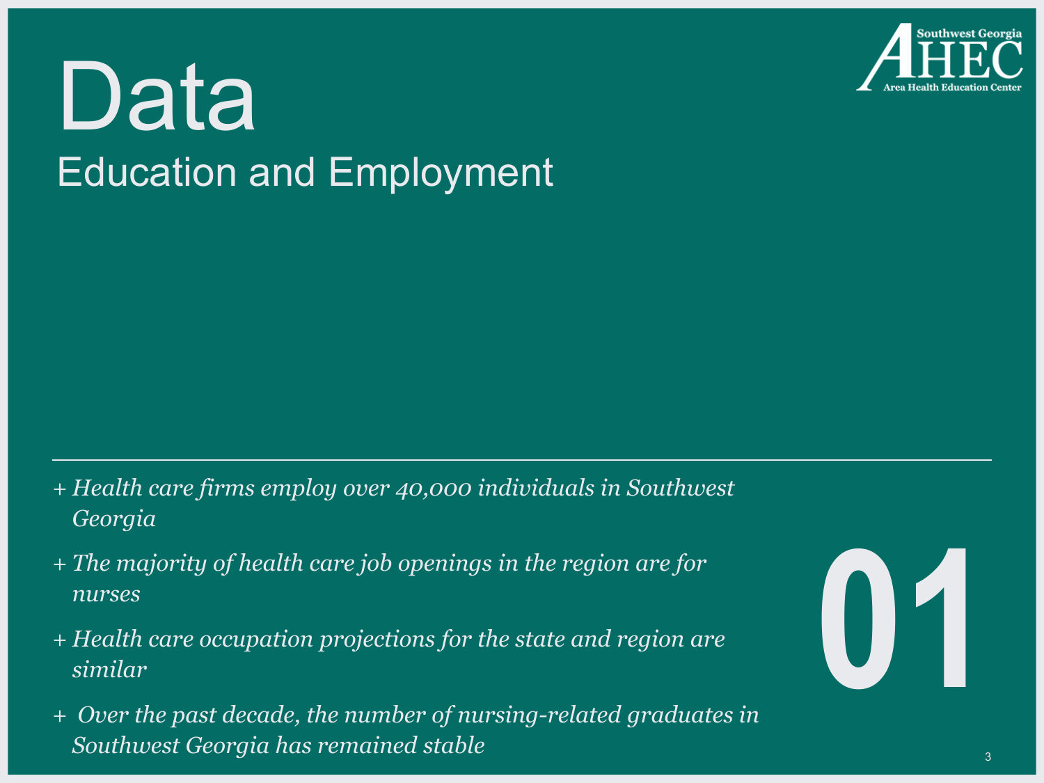# Data

## Education and Employment

- *Health care firms employ over 40,000 individuals in Southwest Georgia*
- *The majority of health care job openings in the region are for nurses*
- *Health care occupation projections for the state and region are similar*
- *Over the past decade, the number of nursing-related graduates in Southwest Georgia has remained stable*

**01**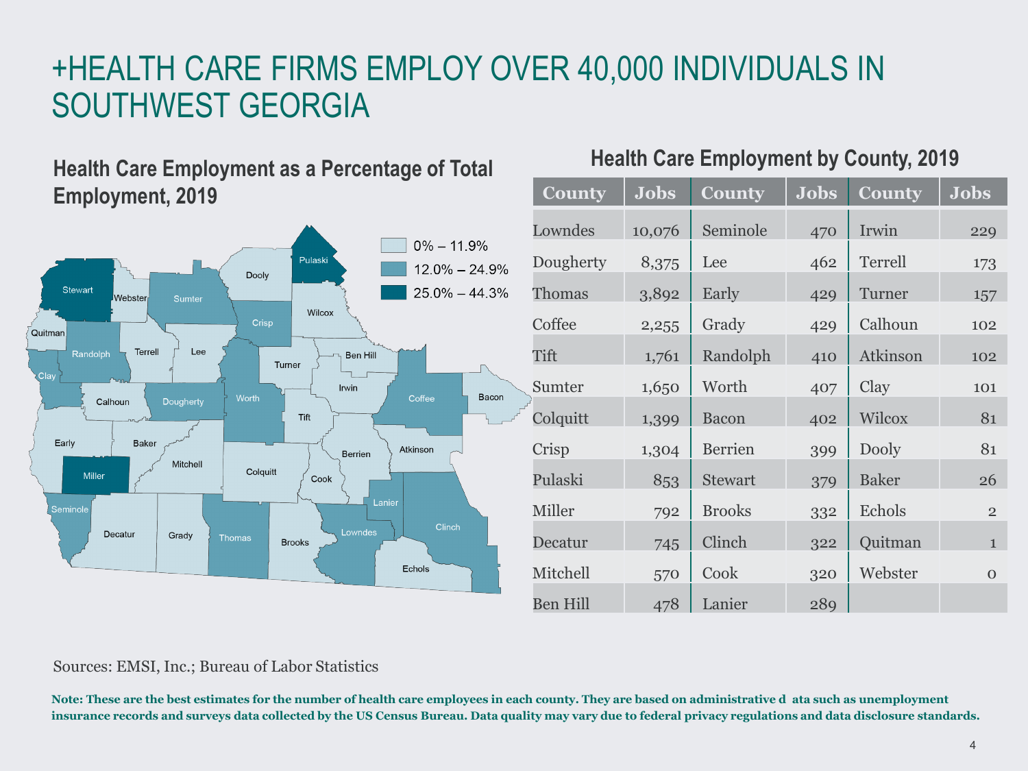# +HEALTH CARE FIRMS EMPLOY OVER 40,000 INDIVIDUALS IN SOUTHWEST GEORGIA

## Health Care Employment as a Percentage of Total Employment, 2019

0% – 11.9%

12.0% – 24.9%

25.0% – 44.3%

## Health Care Employment by County, 2019

| County | Jobs | County | Jobs | County | Jobs |
|---|---|---|---|---|---|
| Lowndes | 10,076 | Seminole | 470 | Irwin | 229 |
| Dougherty | 8,375 | Lee | 462 | Terrell | 173 |
| Thomas | 3,892 | Early | 429 | Turner | 157 |
| Coffee | 2,255 | Grady | 429 | Calhoun | 102 |
| Tift | 1,761 | Randolph | 410 | Atkinson | 102 |
| Sumter | 1,650 | Worth | 407 | Clay | 101 |
| Colquitt | 1,399 | Bacon | 402 | Wilcox | 81 |
| Crisp | 1,304 | Berrien | 399 | Dooly | 81 |
| Pulaski | 853 | Stewart | 379 | Baker | 26 |
| Miller | 792 | Brooks | 332 | Echols | 2 |
| Decatur | 745 | Clinch | 322 | Quitman | 1 |
| Mitchell | 570 | Cook | 320 | Webster | 0 |
| Ben Hill | 478 | Lanier | 289 | | |

Sources: EMSI, Inc.; Bureau of Labor Statistics

**Note: These are the best estimates for the number of health care employees in each county. They are based on administrative d ata such as unemployment insurance records and surveys data collected by the US Census Bureau. Data quality may vary due to federal privacy regulations and data disclosure standards.**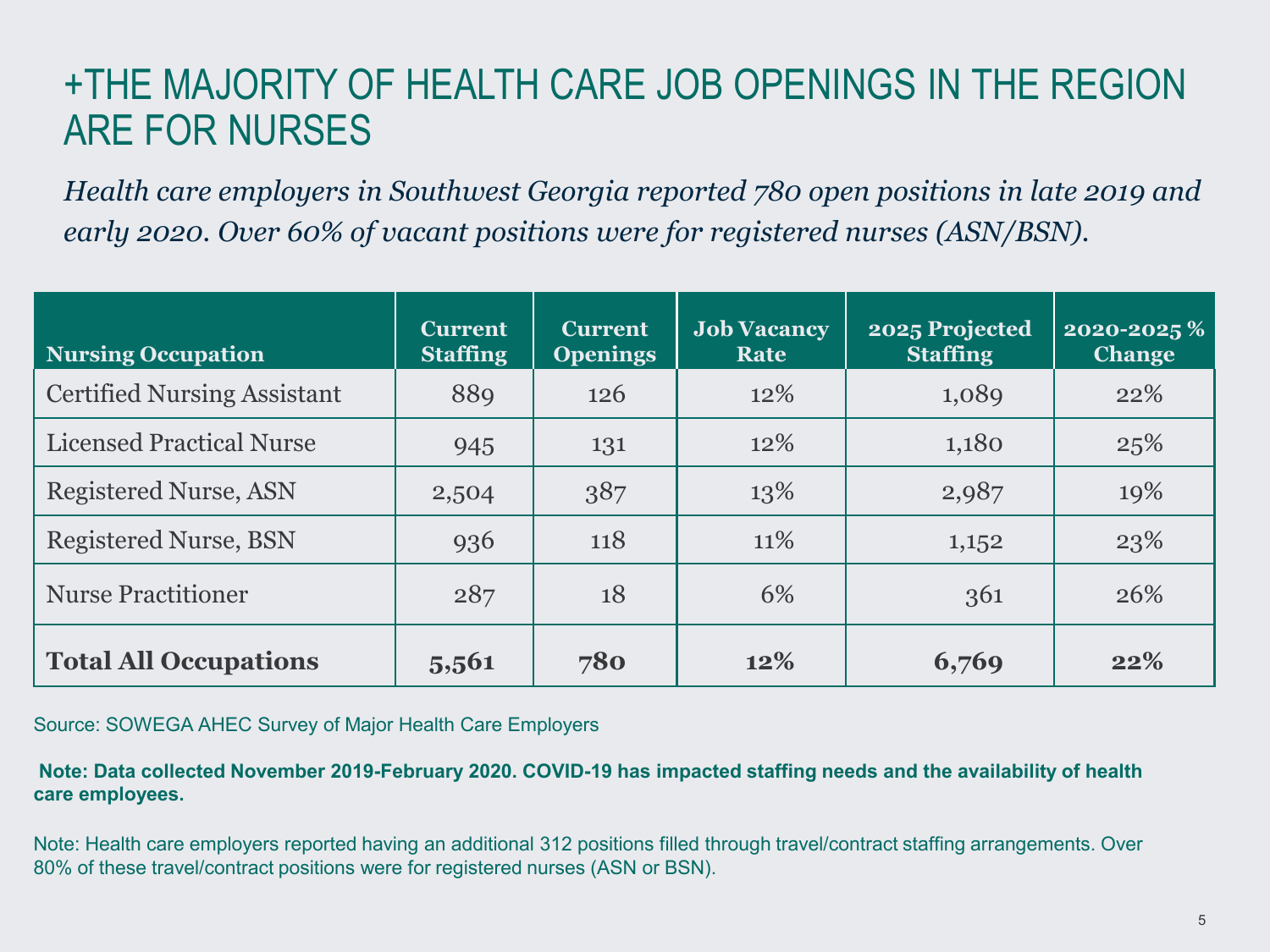# +THE MAJORITY OF HEALTH CARE JOB OPENINGS IN THE REGION ARE FOR NURSES

*Health care employers in Southwest Georgia reported 780 open positions in late 2019 and early 2020. Over 60% of vacant positions were for registered nurses (ASN/BSN).*

| Nursing Occupation | Current Staffing | Current Openings | Job Vacancy Rate | 2025 Projected Staffing | 2020-2025 % Change |
|---|---|---|---|---|---|
| Certified Nursing Assistant | 889 | 126 | 12% | 1,089 | 22% |
| Licensed Practical Nurse | 945 | 131 | 12% | 1,180 | 25% |
| Registered Nurse, ASN | 2,504 | 387 | 13% | 2,987 | 19% |
| Registered Nurse, BSN | 936 | 118 | 11% | 1,152 | 23% |
| Nurse Practitioner | 287 | 18 | 6% | 361 | 26% |
| **Total All Occupations** | **5,561** | **780** | **12%** | **6,769** | **22%** |

Source: SOWEGA AHEC Survey of Major Health Care Employers

**Note: Data collected November 2019-February 2020. COVID-19 has impacted staffing needs and the availability of health care employees.**

Note: Health care employers reported having an additional 312 positions filled through travel/contract staffing arrangements. Over 80% of these travel/contract positions were for registered nurses (ASN or BSN).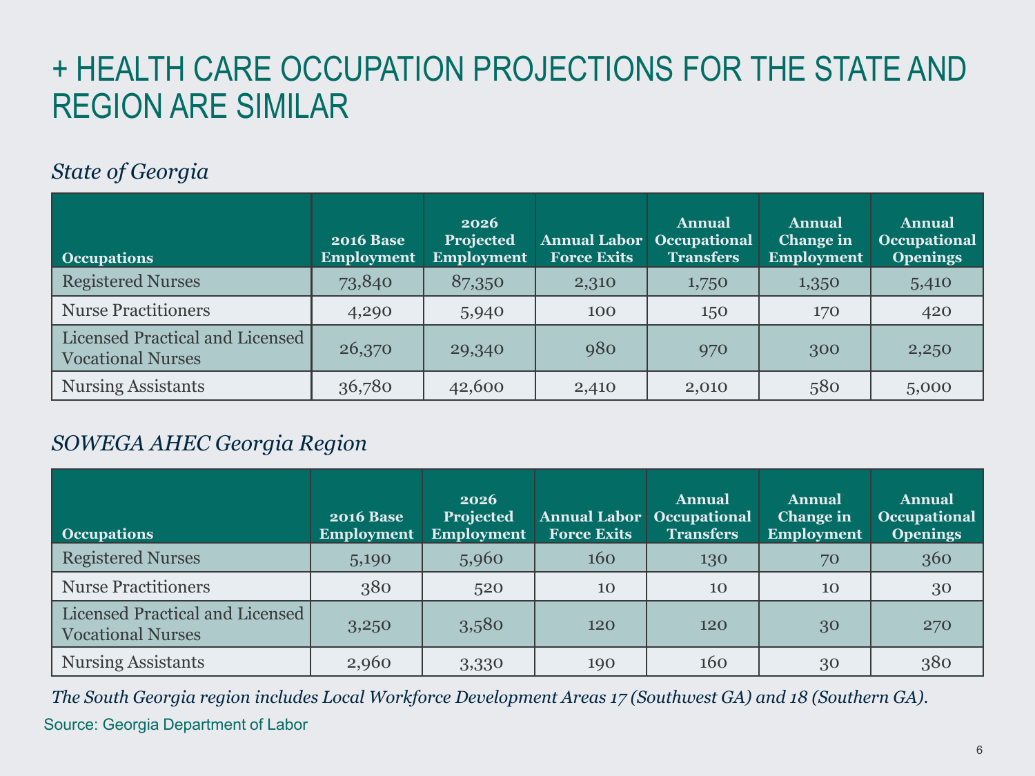# + HEALTH CARE OCCUPATION PROJECTIONS FOR THE STATE AND REGION ARE SIMILAR

*State of Georgia*

| Occupations | 2016 Base Employment | 2026 Projected Employment | Annual Labor Force Exits | Annual Occupational Transfers | Annual Change in Employment | Annual Occupational Openings |
|---|---|---|---|---|---|---|
| Registered Nurses | 73,840 | 87,350 | 2,310 | 1,750 | 1,350 | 5,410 |
| Nurse Practitioners | 4,290 | 5,940 | 100 | 150 | 170 | 420 |
| Licensed Practical and Licensed Vocational Nurses | 26,370 | 29,340 | 980 | 970 | 300 | 2,250 |
| Nursing Assistants | 36,780 | 42,600 | 2,410 | 2,010 | 580 | 5,000 |

*SOWEGA AHEC Georgia Region*

| Occupations | 2016 Base Employment | 2026 Projected Employment | Annual Labor Force Exits | Annual Occupational Transfers | Annual Change in Employment | Annual Occupational Openings |
|---|---|---|---|---|---|---|
| Registered Nurses | 5,190 | 5,960 | 160 | 130 | 70 | 360 |
| Nurse Practitioners | 380 | 520 | 10 | 10 | 10 | 30 |
| Licensed Practical and Licensed Vocational Nurses | 3,250 | 3,580 | 120 | 120 | 30 | 270 |
| Nursing Assistants | 2,960 | 3,330 | 190 | 160 | 30 | 380 |

*The South Georgia region includes Local Workforce Development Areas 17 (Southwest GA) and 18 (Southern GA).*

Source: Georgia Department of Labor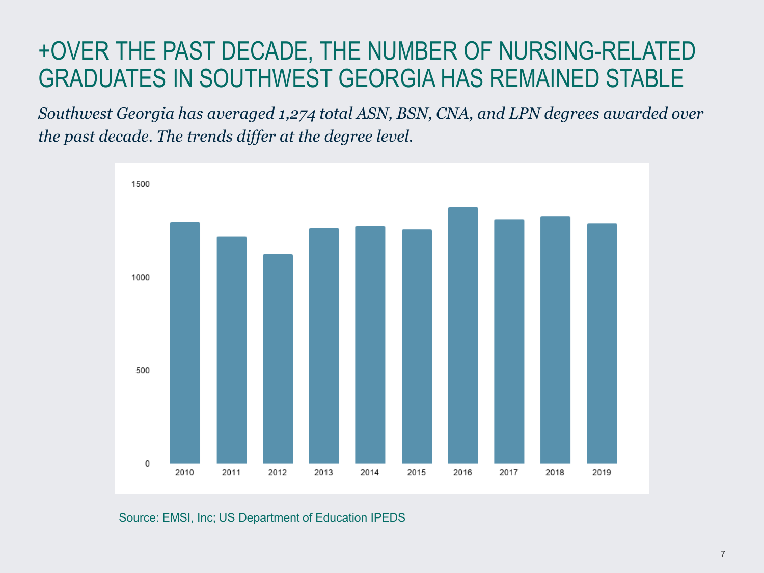# +OVER THE PAST DECADE, THE NUMBER OF NURSING-RELATED GRADUATES IN SOUTHWEST GEORGIA HAS REMAINED STABLE

*Southwest Georgia has averaged 1,274 total ASN, BSN, CNA, and LPN degrees awarded over the past decade. The trends differ at the degree level.*

Source: EMSI, Inc; US Department of Education IPEDS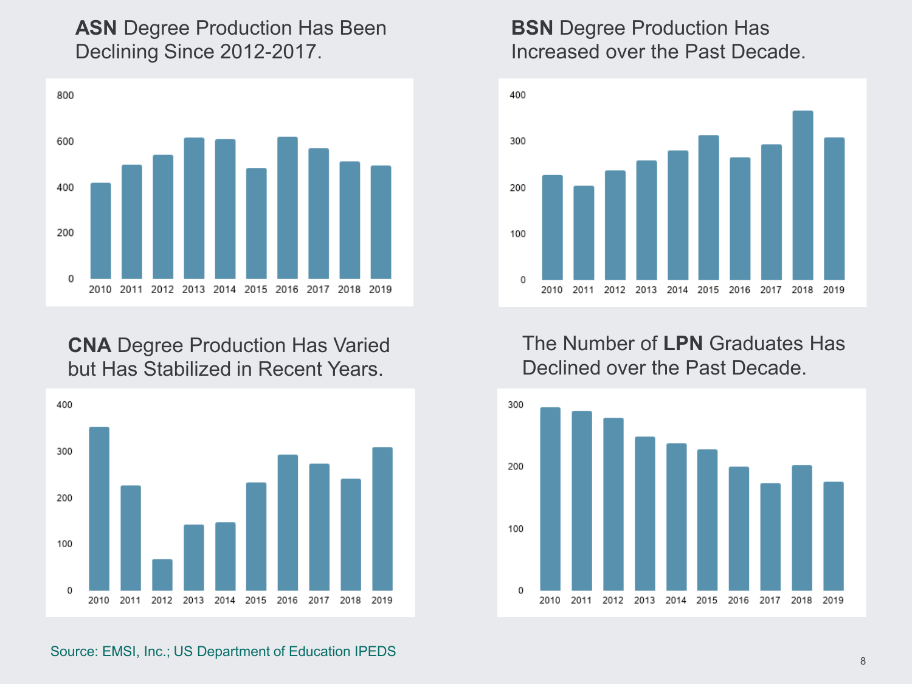## **ASN** Degree Production Has Been Declining Since 2012-2017.

## **BSN** Degree Production Has Increased over the Past Decade.

## **CNA** Degree Production Has Varied but Has Stabilized in Recent Years.

## The Number of **LPN** Graduates Has Declined over the Past Decade.

Source: EMSI, Inc.; US Department of Education IPEDS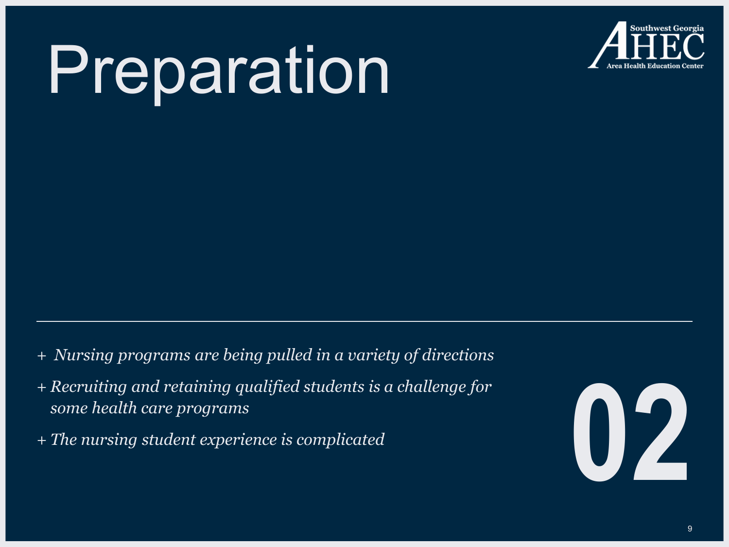# Preparation

Southwest Georgia AHEC Area Health Education Center

---

+ *Nursing programs are being pulled in a variety of directions*
+ *Recruiting and retaining qualified students is a challenge for some health care programs*
+ *The nursing student experience is complicated*

**02**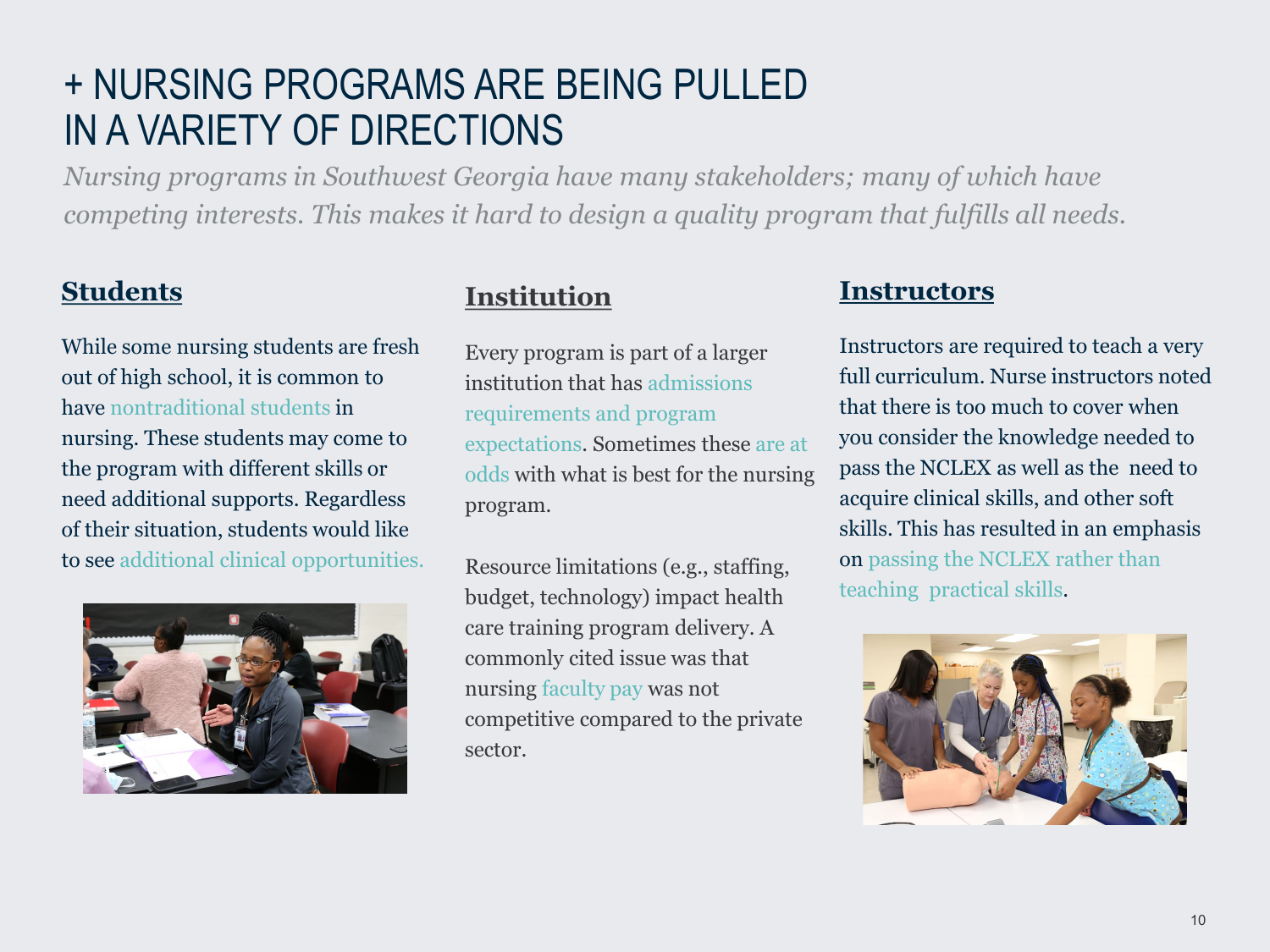# + NURSING PROGRAMS ARE BEING PULLED IN A VARIETY OF DIRECTIONS

*Nursing programs in Southwest Georgia have many stakeholders; many of which have competing interests. This makes it hard to design a quality program that fulfills all needs.*

## Students

While some nursing students are fresh out of high school, it is common to have nontraditional students in nursing. These students may come to the program with different skills or need additional supports. Regardless of their situation, students would like to see additional clinical opportunities.

## Institution

Every program is part of a larger institution that has admissions requirements and program expectations. Sometimes these are at odds with what is best for the nursing program.

Resource limitations (e.g., staffing, budget, technology) impact health care training program delivery. A commonly cited issue was that nursing faculty pay was not competitive compared to the private sector.

## Instructors

Instructors are required to teach a very full curriculum. Nurse instructors noted that there is too much to cover when you consider the knowledge needed to pass the NCLEX as well as the need to acquire clinical skills, and other soft skills. This has resulted in an emphasis on passing the NCLEX rather than teaching practical skills.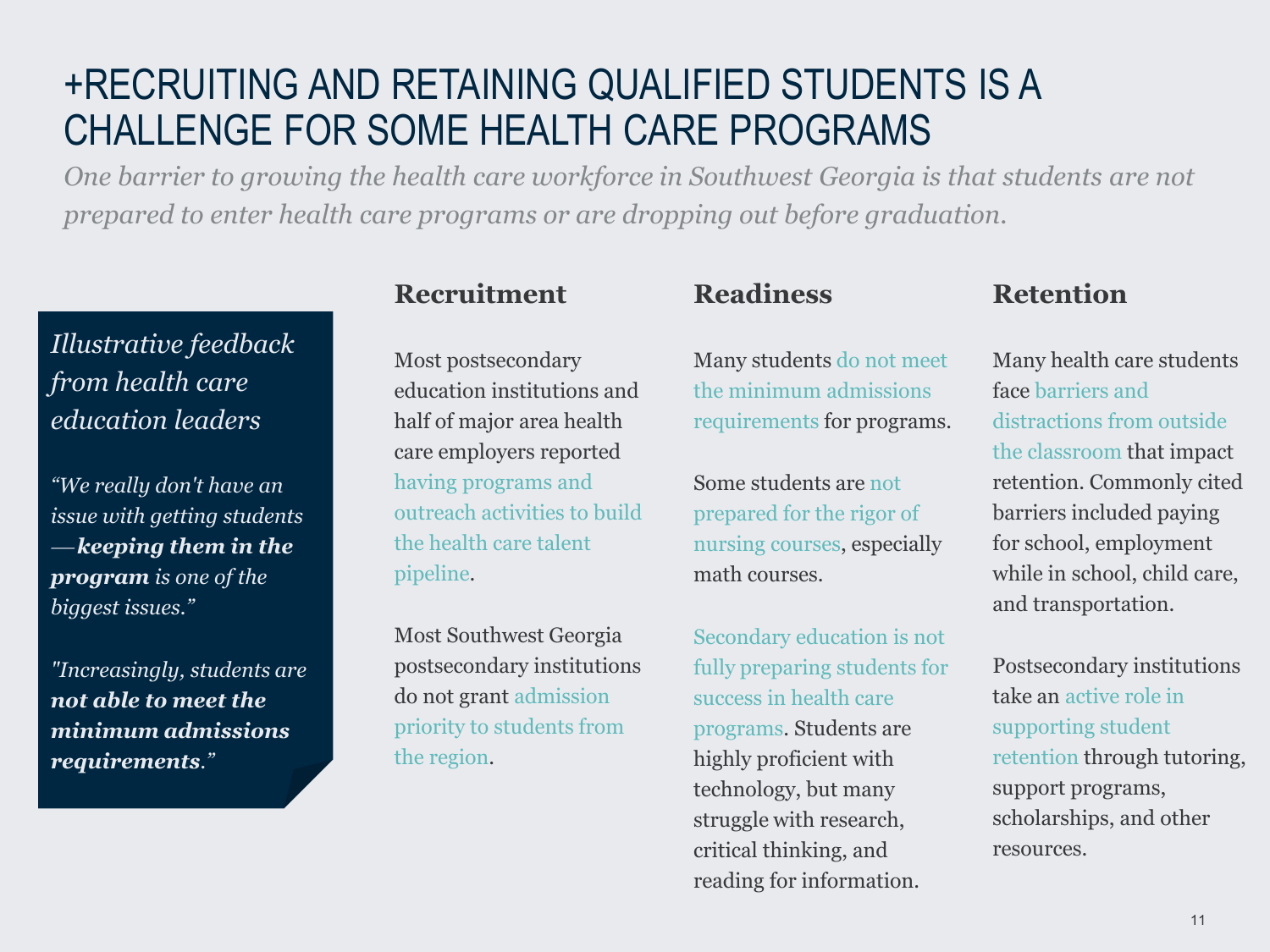# +RECRUITING AND RETAINING QUALIFIED STUDENTS IS A CHALLENGE FOR SOME HEALTH CARE PROGRAMS

*One barrier to growing the health care workforce in Southwest Georgia is that students are not prepared to enter health care programs or are dropping out before graduation.*

*Illustrative feedback from health care education leaders*

*"We really don't have an issue with getting students —**keeping them in the program** is one of the biggest issues."*

*"Increasingly, students are **not able to meet the minimum admissions requirements**."*

### Recruitment

Most postsecondary education institutions and half of major area health care employers reported having programs and outreach activities to build the health care talent pipeline.

Most Southwest Georgia postsecondary institutions do not grant admission priority to students from the region.

### Readiness

Many students do not meet the minimum admissions requirements for programs.

Some students are not prepared for the rigor of nursing courses, especially math courses.

Secondary education is not fully preparing students for success in health care programs. Students are highly proficient with technology, but many struggle with research, critical thinking, and reading for information.

### Retention

Many health care students face barriers and distractions from outside the classroom that impact retention. Commonly cited barriers included paying for school, employment while in school, child care, and transportation.

Postsecondary institutions take an active role in supporting student retention through tutoring, support programs, scholarships, and other resources.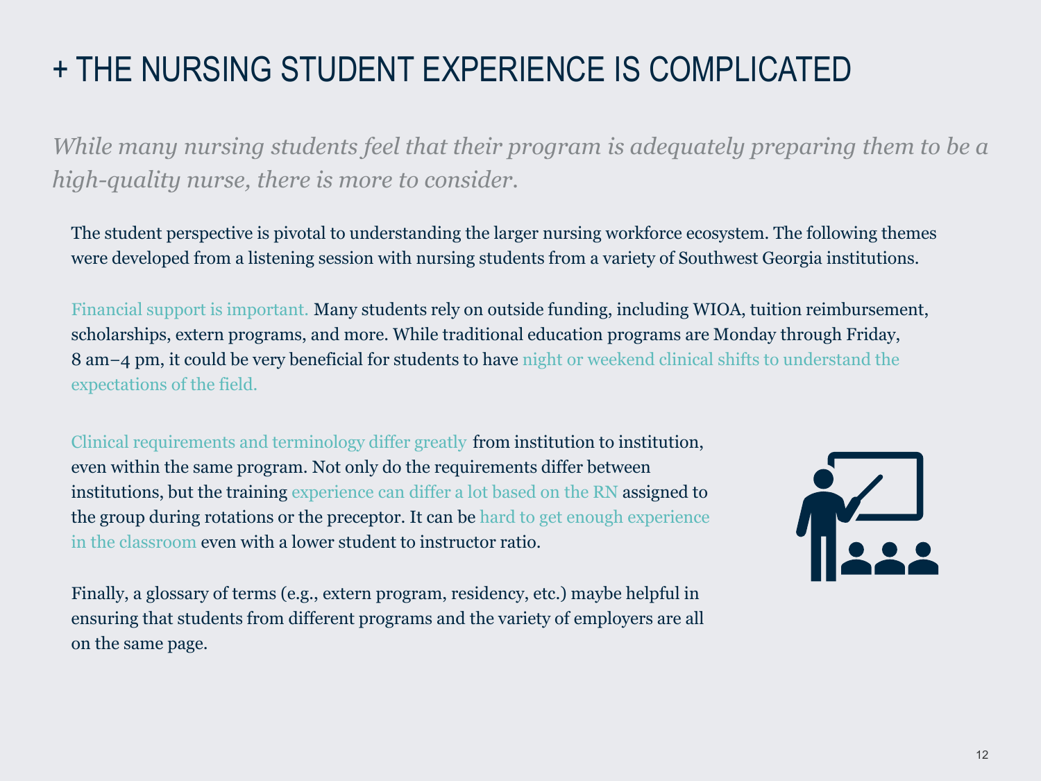# + THE NURSING STUDENT EXPERIENCE IS COMPLICATED

*While many nursing students feel that their program is adequately preparing them to be a high-quality nurse, there is more to consider.*

The student perspective is pivotal to understanding the larger nursing workforce ecosystem. The following themes were developed from a listening session with nursing students from a variety of Southwest Georgia institutions.

Financial support is important. Many students rely on outside funding, including WIOA, tuition reimbursement, scholarships, extern programs, and more. While traditional education programs are Monday through Friday, 8 am–4 pm, it could be very beneficial for students to have night or weekend clinical shifts to understand the expectations of the field.

Clinical requirements and terminology differ greatly from institution to institution, even within the same program. Not only do the requirements differ between institutions, but the training experience can differ a lot based on the RN assigned to the group during rotations or the preceptor. It can be hard to get enough experience in the classroom even with a lower student to instructor ratio.

Finally, a glossary of terms (e.g., extern program, residency, etc.) maybe helpful in ensuring that students from different programs and the variety of employers are all on the same page.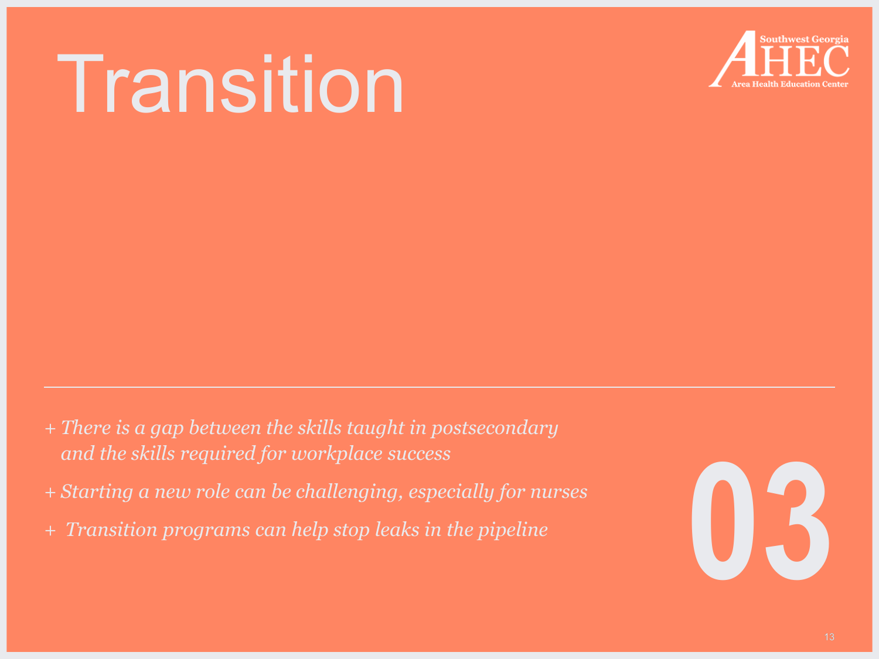# Transition

*+ There is a gap between the skills taught in postsecondary and the skills required for workplace success*

*+ Starting a new role can be challenging, especially for nurses*

*+ Transition programs can help stop leaks in the pipeline*

03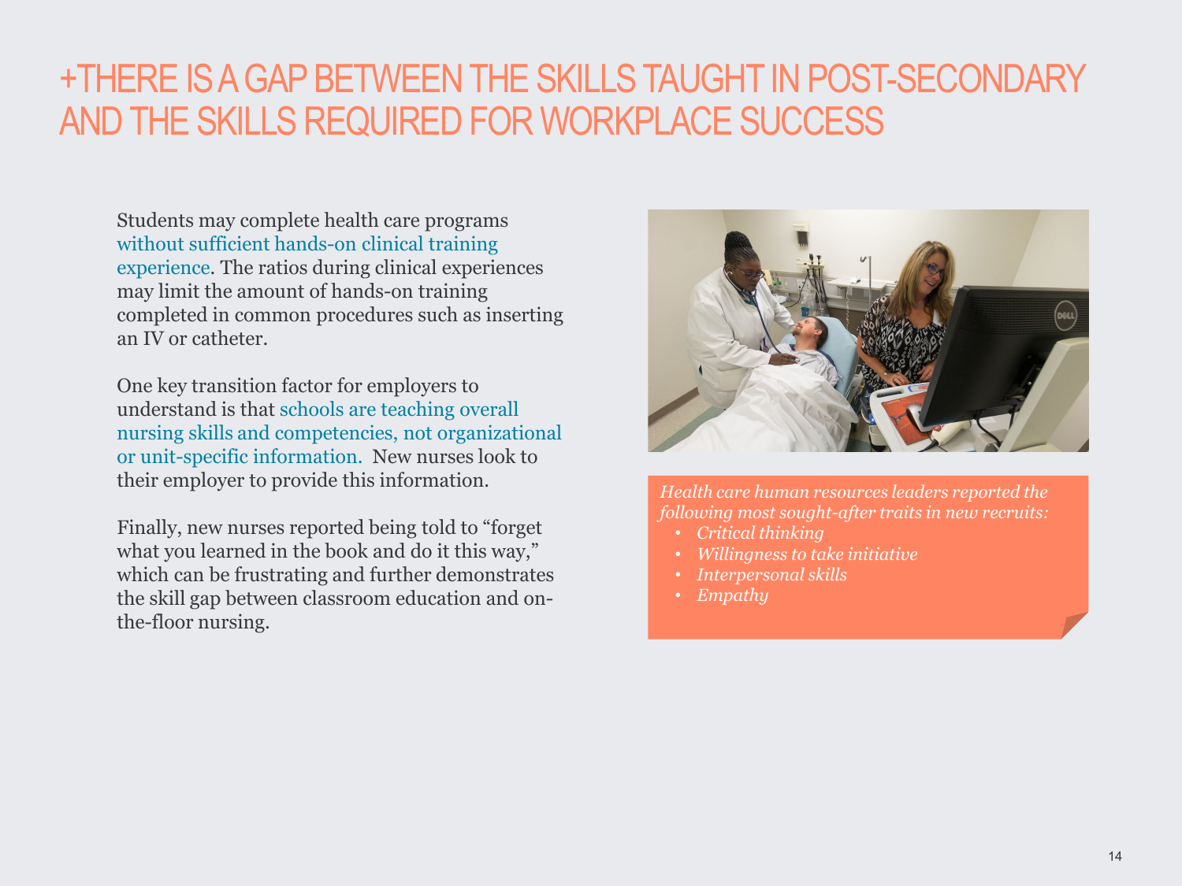# +THERE IS A GAP BETWEEN THE SKILLS TAUGHT IN POST-SECONDARY AND THE SKILLS REQUIRED FOR WORKPLACE SUCCESS

Students may complete health care programs without sufficient hands-on clinical training experience. The ratios during clinical experiences may limit the amount of hands-on training completed in common procedures such as inserting an IV or catheter.

One key transition factor for employers to understand is that schools are teaching overall nursing skills and competencies, not organizational or unit-specific information. New nurses look to their employer to provide this information.

Finally, new nurses reported being told to "forget what you learned in the book and do it this way," which can be frustrating and further demonstrates the skill gap between classroom education and on-the-floor nursing.

*Health care human resources leaders reported the following most sought-after traits in new recruits:*

- *Critical thinking*
- *Willingness to take initiative*
- *Interpersonal skills*
- *Empathy*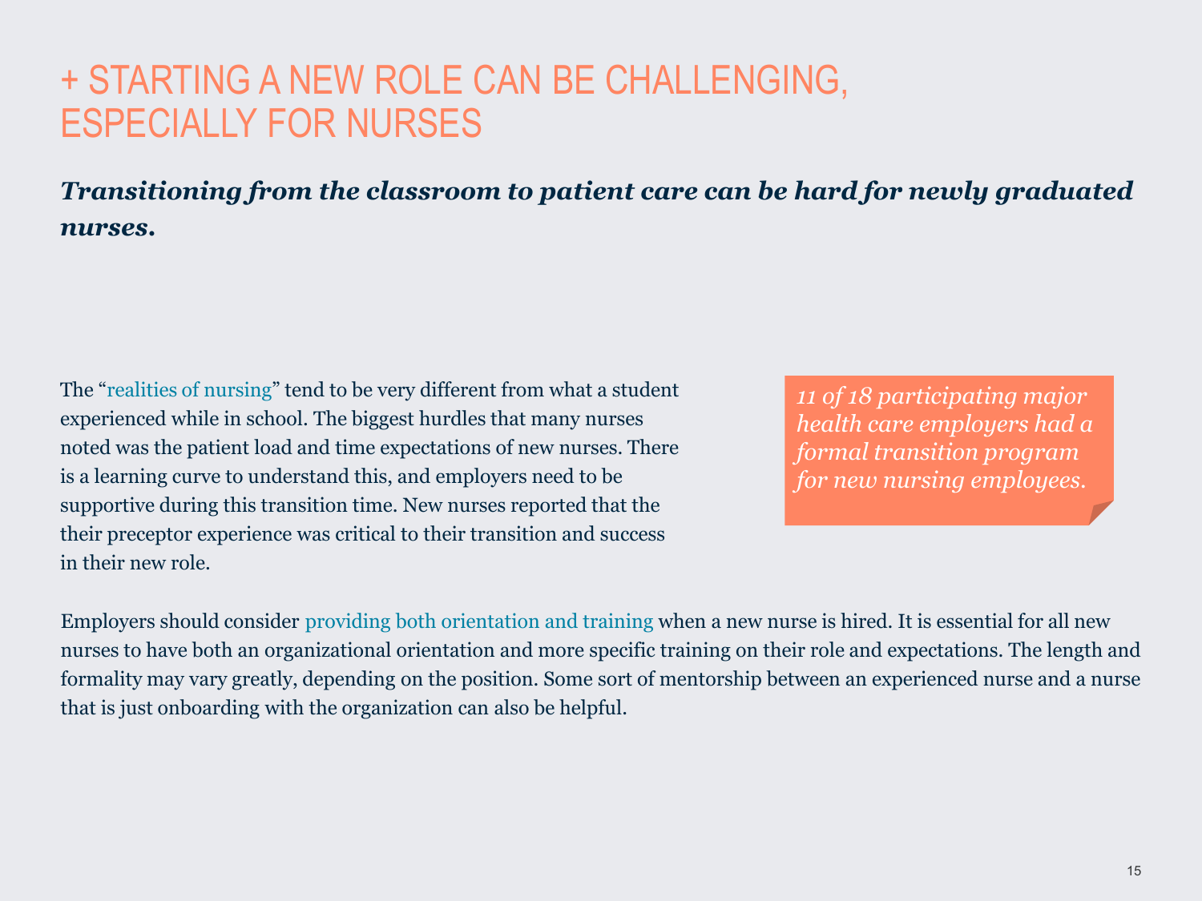# + STARTING A NEW ROLE CAN BE CHALLENGING, ESPECIALLY FOR NURSES

***Transitioning from the classroom to patient care can be hard for newly graduated nurses.***

The "realities of nursing" tend to be very different from what a student experienced while in school. The biggest hurdles that many nurses noted was the patient load and time expectations of new nurses. There is a learning curve to understand this, and employers need to be supportive during this transition time. New nurses reported that the their preceptor experience was critical to their transition and success in their new role.

*11 of 18 participating major health care employers had a formal transition program for new nursing employees.*

Employers should consider providing both orientation and training when a new nurse is hired. It is essential for all new nurses to have both an organizational orientation and more specific training on their role and expectations. The length and formality may vary greatly, depending on the position. Some sort of mentorship between an experienced nurse and a nurse that is just onboarding with the organization can also be helpful.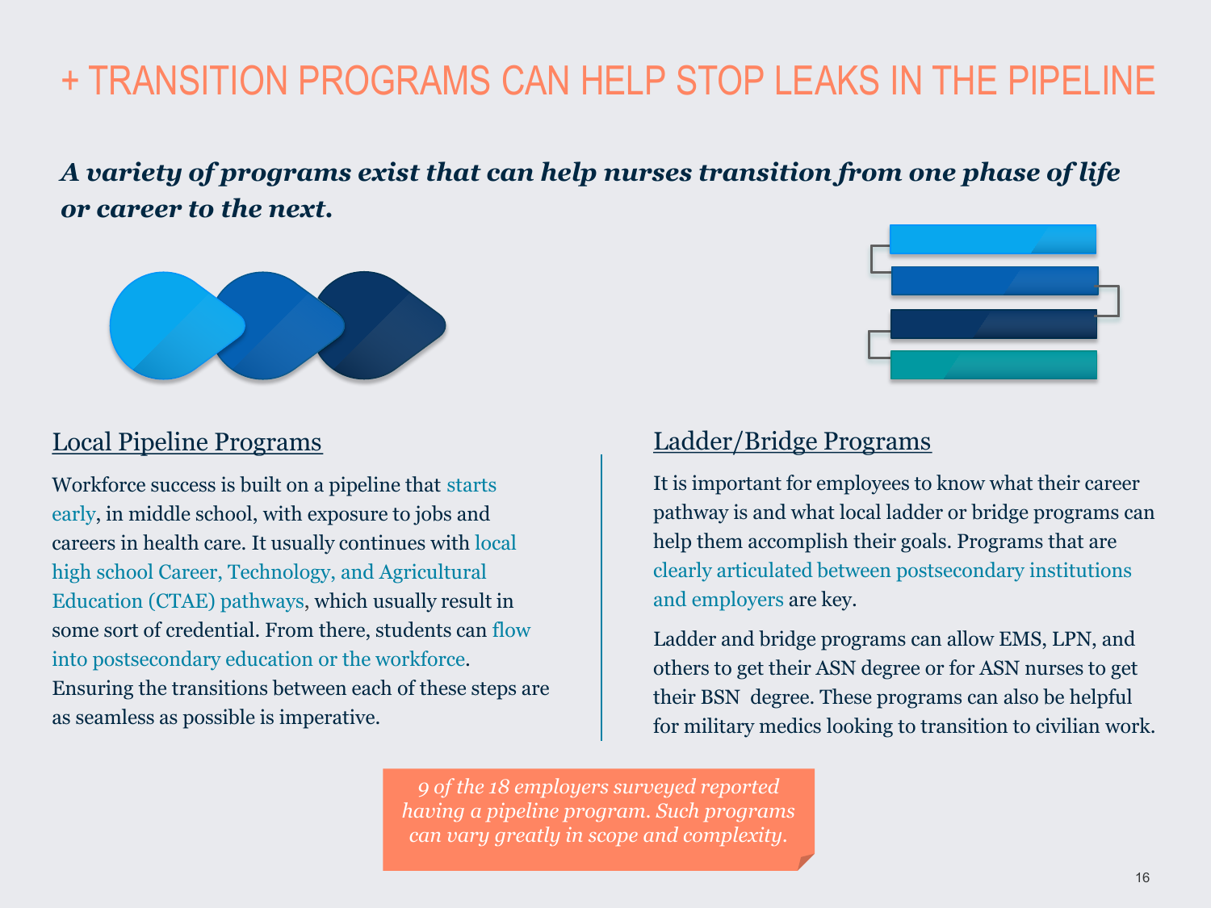# + TRANSITION PROGRAMS CAN HELP STOP LEAKS IN THE PIPELINE

***A variety of programs exist that can help nurses transition from one phase of life or career to the next.***

## Local Pipeline Programs

Workforce success is built on a pipeline that starts early, in middle school, with exposure to jobs and careers in health care. It usually continues with local high school Career, Technology, and Agricultural Education (CTAE) pathways, which usually result in some sort of credential. From there, students can flow into postsecondary education or the workforce. Ensuring the transitions between each of these steps are as seamless as possible is imperative.

## Ladder/Bridge Programs

It is important for employees to know what their career pathway is and what local ladder or bridge programs can help them accomplish their goals. Programs that are clearly articulated between postsecondary institutions and employers are key.

Ladder and bridge programs can allow EMS, LPN, and others to get their ASN degree or for ASN nurses to get their BSN degree. These programs can also be helpful for military medics looking to transition to civilian work.

*9 of the 18 employers surveyed reported having a pipeline program. Such programs can vary greatly in scope and complexity.*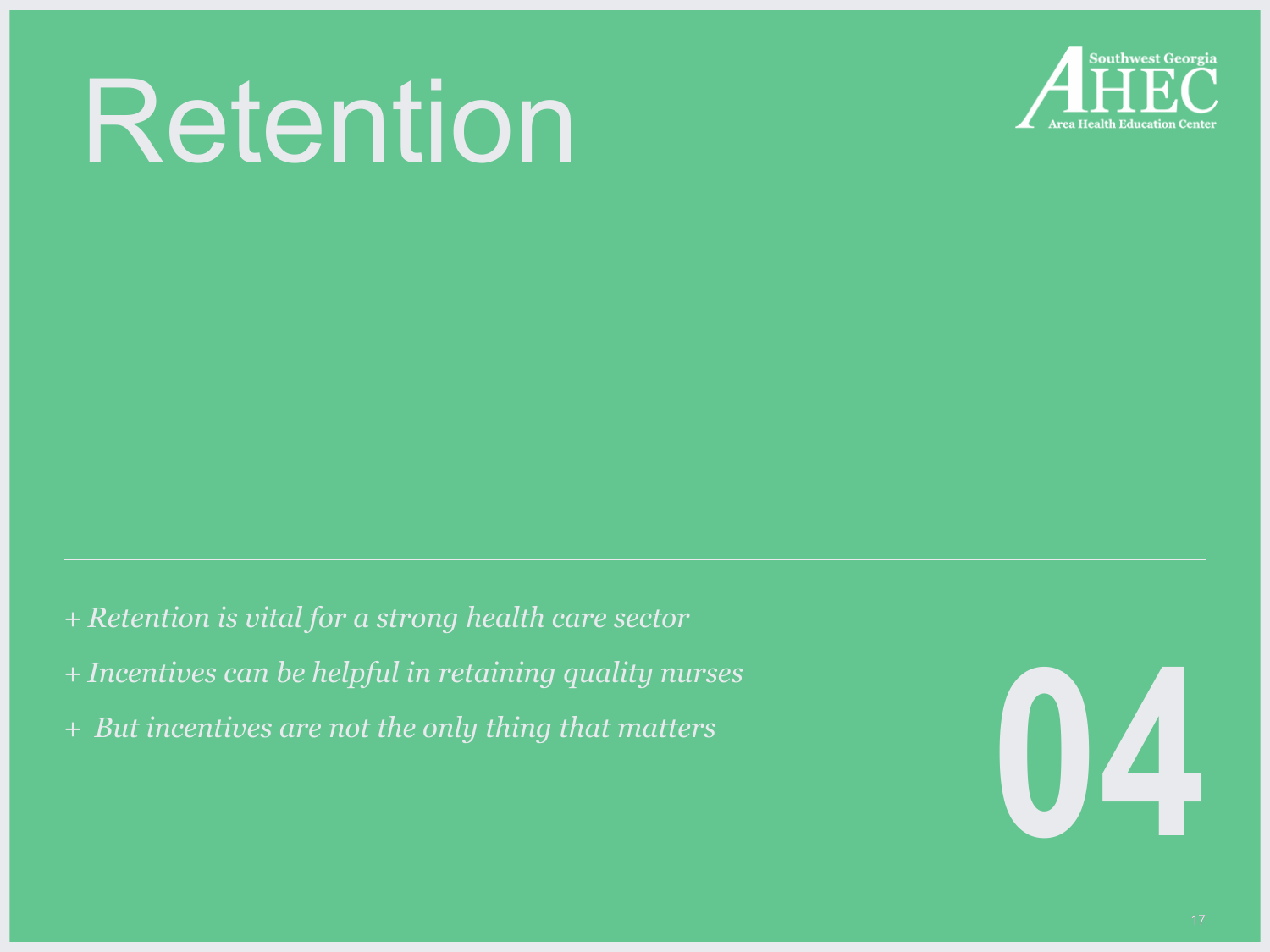# Retention

Southwest Georgia AHEC Area Health Education Center

---

*+ Retention is vital for a strong health care sector*

*+ Incentives can be helpful in retaining quality nurses*

*+ But incentives are not the only thing that matters*

**04**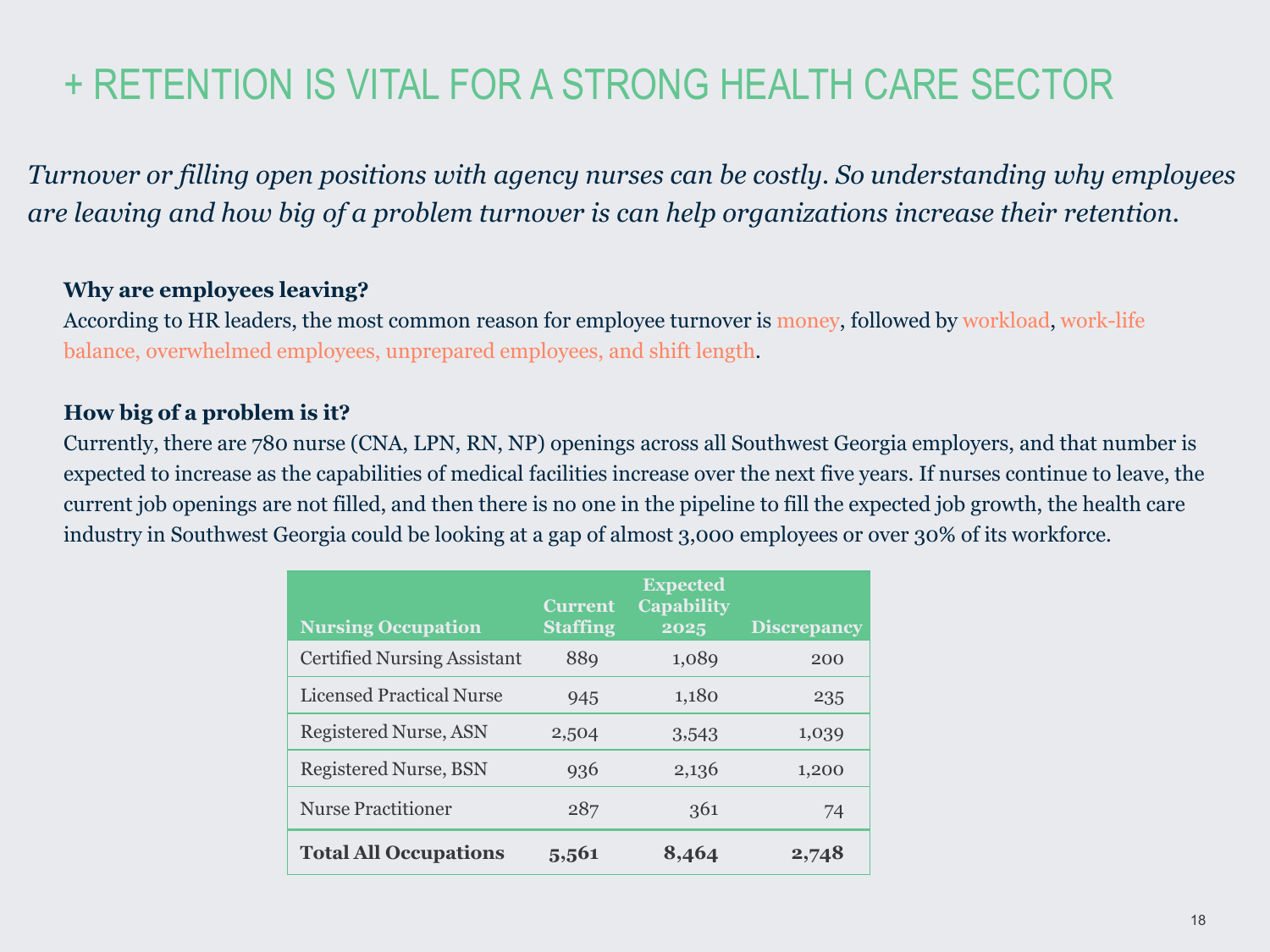# + RETENTION IS VITAL FOR A STRONG HEALTH CARE SECTOR

*Turnover or filling open positions with agency nurses can be costly. So understanding why employees are leaving and how big of a problem turnover is can help organizations increase their retention.*

**Why are employees leaving?**

According to HR leaders, the most common reason for employee turnover is money, followed by workload, work-life balance, overwhelmed employees, unprepared employees, and shift length.

**How big of a problem is it?**

Currently, there are 780 nurse (CNA, LPN, RN, NP) openings across all Southwest Georgia employers, and that number is expected to increase as the capabilities of medical facilities increase over the next five years. If nurses continue to leave, the current job openings are not filled, and then there is no one in the pipeline to fill the expected job growth, the health care industry in Southwest Georgia could be looking at a gap of almost 3,000 employees or over 30% of its workforce.

| Nursing Occupation | Current Staffing | Expected Capability 2025 | Discrepancy |
|---|---|---|---|
| Certified Nursing Assistant | 889 | 1,089 | 200 |
| Licensed Practical Nurse | 945 | 1,180 | 235 |
| Registered Nurse, ASN | 2,504 | 3,543 | 1,039 |
| Registered Nurse, BSN | 936 | 2,136 | 1,200 |
| Nurse Practitioner | 287 | 361 | 74 |
| **Total All Occupations** | **5,561** | **8,464** | **2,748** |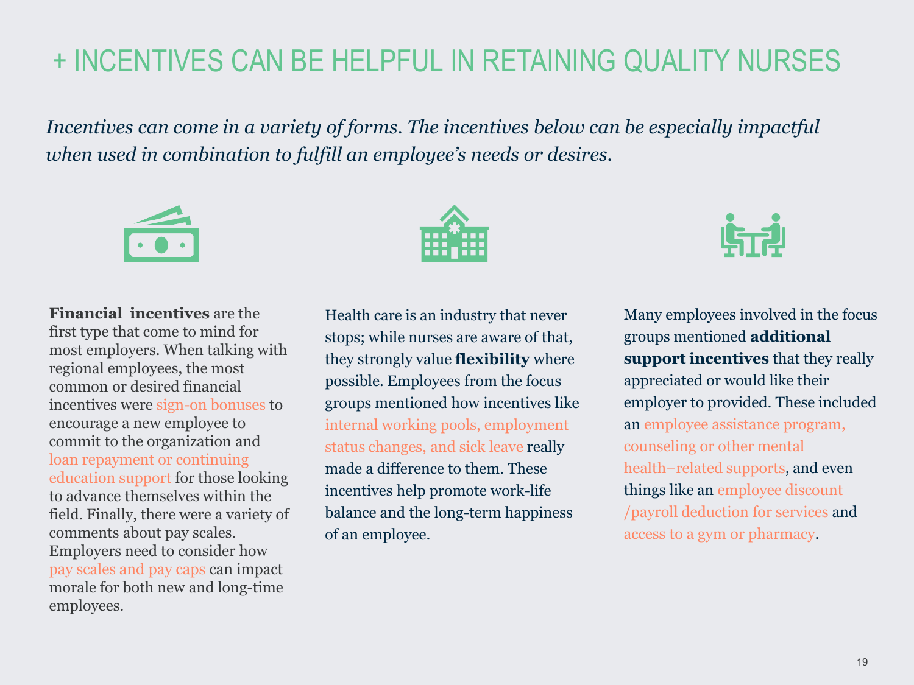# + INCENTIVES CAN BE HELPFUL IN RETAINING QUALITY NURSES

*Incentives can come in a variety of forms. The incentives below can be especially impactful when used in combination to fulfill an employee's needs or desires.*

**Financial incentives** are the first type that come to mind for most employers. When talking with regional employees, the most common or desired financial incentives were sign-on bonuses to encourage a new employee to commit to the organization and loan repayment or continuing education support for those looking to advance themselves within the field. Finally, there were a variety of comments about pay scales. Employers need to consider how pay scales and pay caps can impact morale for both new and long-time employees.

Health care is an industry that never stops; while nurses are aware of that, they strongly value **flexibility** where possible. Employees from the focus groups mentioned how incentives like internal working pools, employment status changes, and sick leave really made a difference to them. These incentives help promote work-life balance and the long-term happiness of an employee.

Many employees involved in the focus groups mentioned **additional support incentives** that they really appreciated or would like their employer to provided. These included an employee assistance program, counseling or other mental health–related supports, and even things like an employee discount /payroll deduction for services and access to a gym or pharmacy.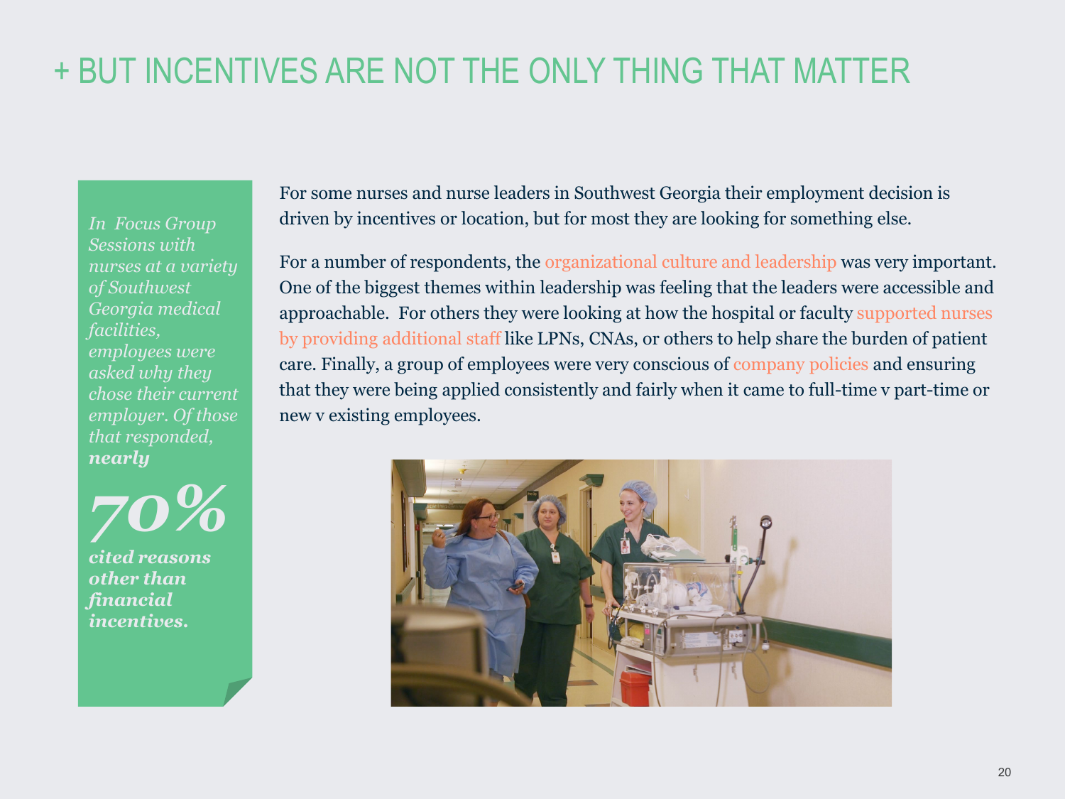# + BUT INCENTIVES ARE NOT THE ONLY THING THAT MATTER

*In Focus Group Sessions with nurses at a variety of Southwest Georgia medical facilities, employees were asked why they chose their current employer. Of those that responded,* ***nearly***

***70%***

***cited reasons other than financial incentives.***

For some nurses and nurse leaders in Southwest Georgia their employment decision is driven by incentives or location, but for most they are looking for something else.

For a number of respondents, the organizational culture and leadership was very important. One of the biggest themes within leadership was feeling that the leaders were accessible and approachable. For others they were looking at how the hospital or faculty supported nurses by providing additional staff like LPNs, CNAs, or others to help share the burden of patient care. Finally, a group of employees were very conscious of company policies and ensuring that they were being applied consistently and fairly when it came to full-time v part-time or new v existing employees.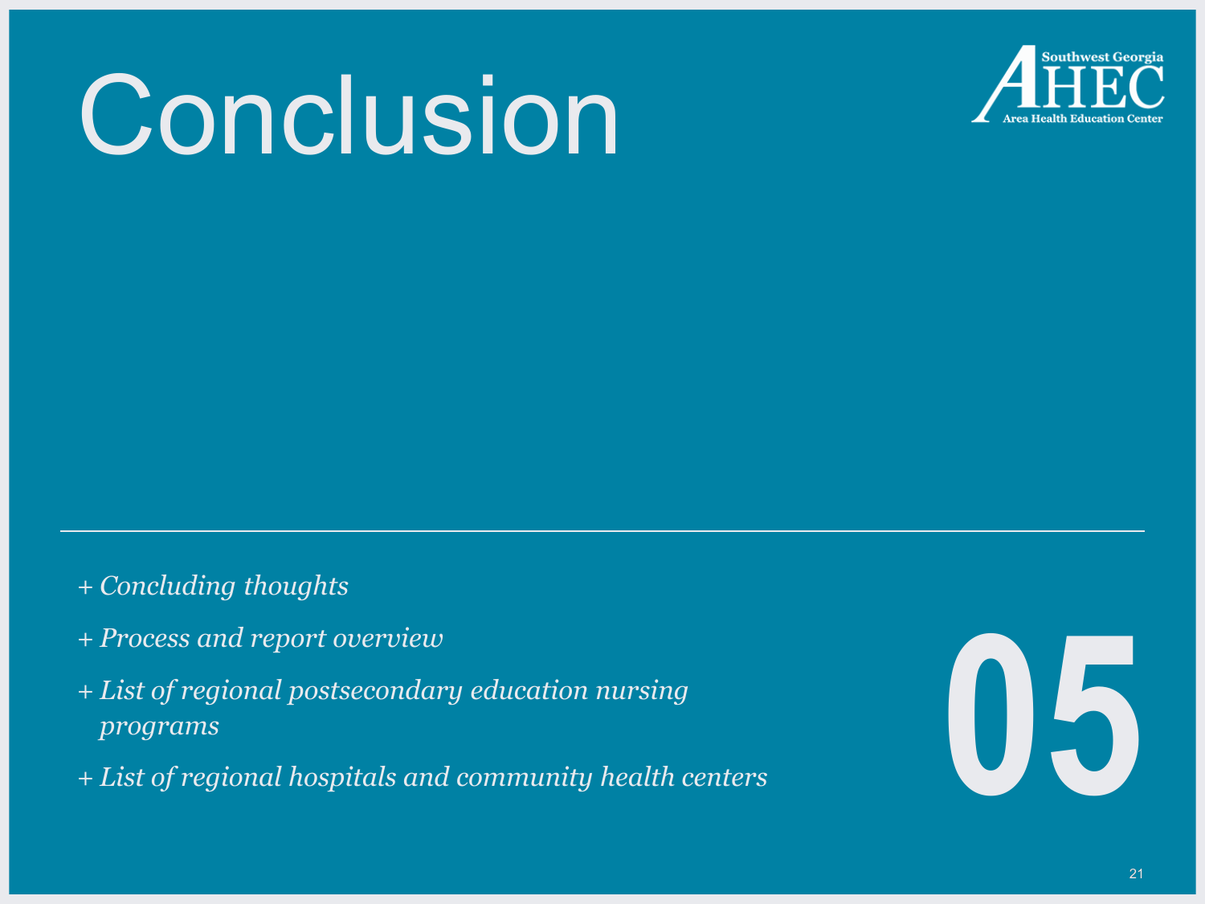# Conclusion

Southwest Georgia AHEC Area Health Education Center

- *Concluding thoughts*
- *Process and report overview*
- *List of regional postsecondary education nursing programs*
- *List of regional hospitals and community health centers*

05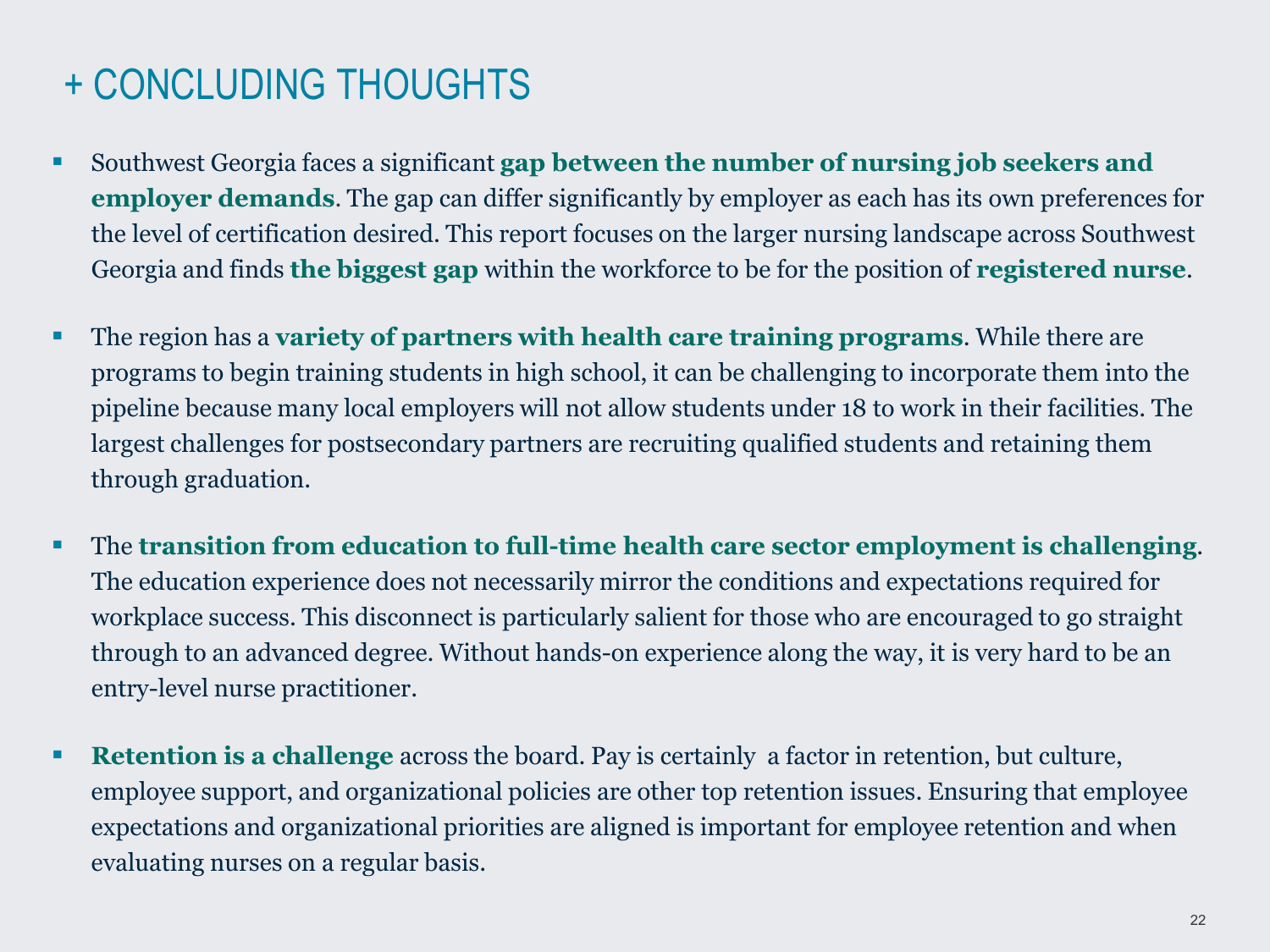# + CONCLUDING THOUGHTS

- Southwest Georgia faces a significant **gap between the number of nursing job seekers and employer demands**. The gap can differ significantly by employer as each has its own preferences for the level of certification desired. This report focuses on the larger nursing landscape across Southwest Georgia and finds **the biggest gap** within the workforce to be for the position of **registered nurse**.

- The region has a **variety of partners with health care training programs**. While there are programs to begin training students in high school, it can be challenging to incorporate them into the pipeline because many local employers will not allow students under 18 to work in their facilities. The largest challenges for postsecondary partners are recruiting qualified students and retaining them through graduation.

- The **transition from education to full-time health care sector employment is challenging**. The education experience does not necessarily mirror the conditions and expectations required for workplace success. This disconnect is particularly salient for those who are encouraged to go straight through to an advanced degree. Without hands-on experience along the way, it is very hard to be an entry-level nurse practitioner.

- **Retention is a challenge** across the board. Pay is certainly a factor in retention, but culture, employee support, and organizational policies are other top retention issues. Ensuring that employee expectations and organizational priorities are aligned is important for employee retention and when evaluating nurses on a regular basis.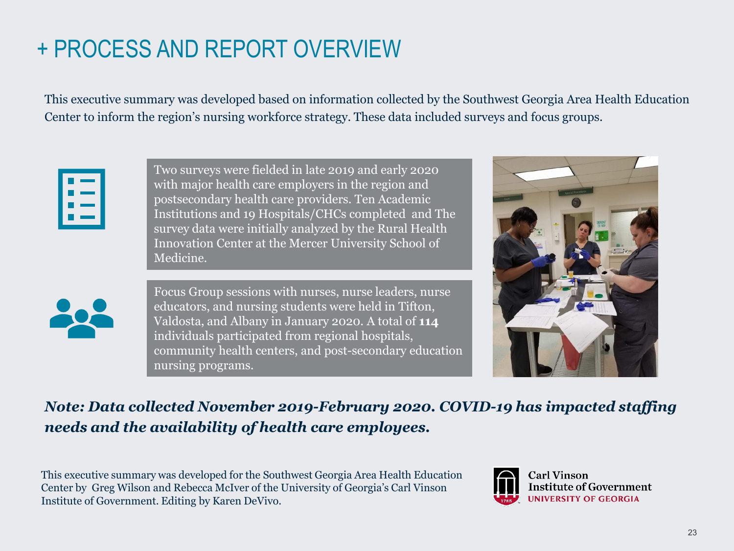# + PROCESS AND REPORT OVERVIEW

This executive summary was developed based on information collected by the Southwest Georgia Area Health Education Center to inform the region's nursing workforce strategy. These data included surveys and focus groups.

Two surveys were fielded in late 2019 and early 2020 with major health care employers in the region and postsecondary health care providers. Ten Academic Institutions and 19 Hospitals/CHCs completed and The survey data were initially analyzed by the Rural Health Innovation Center at the Mercer University School of Medicine.

Focus Group sessions with nurses, nurse leaders, nurse educators, and nursing students were held in Tifton, Valdosta, and Albany in January 2020. A total of **114** individuals participated from regional hospitals, community health centers, and post-secondary education nursing programs.

***Note: Data collected November 2019-February 2020. COVID-19 has impacted staffing needs and the availability of health care employees.***

This executive summary was developed for the Southwest Georgia Area Health Education Center by Greg Wilson and Rebecca McIver of the University of Georgia's Carl Vinson Institute of Government. Editing by Karen DeVivo.

Carl Vinson Institute of Government
UNIVERSITY OF GEORGIA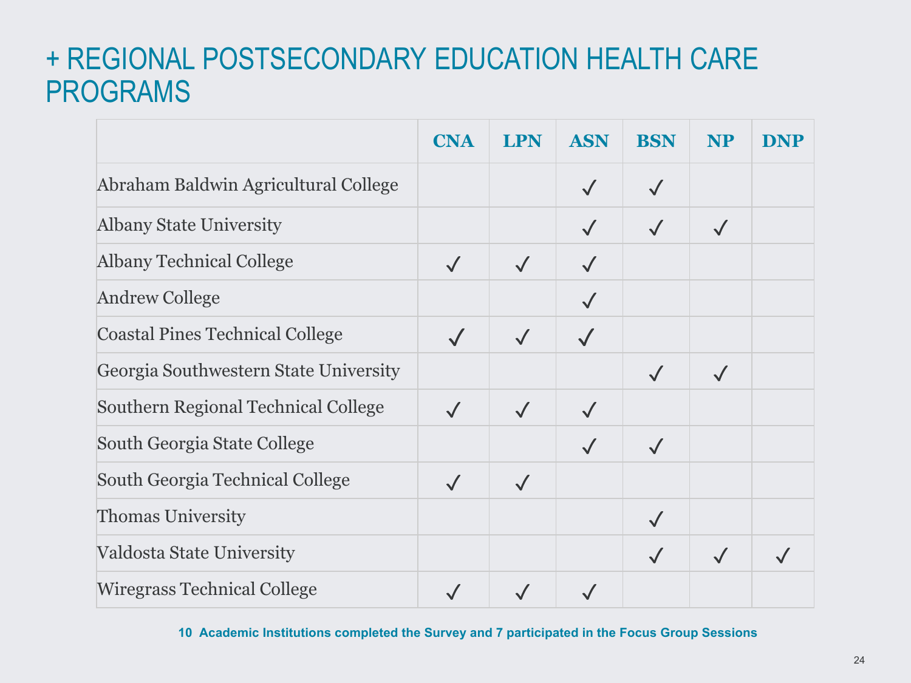# + REGIONAL POSTSECONDARY EDUCATION HEALTH CARE PROGRAMS

| | CNA | LPN | ASN | BSN | NP | DNP |
|---|---|---|---|---|---|---|
| Abraham Baldwin Agricultural College | | | ✓ | ✓ | | |
| Albany State University | | | ✓ | ✓ | ✓ | |
| Albany Technical College | ✓ | ✓ | ✓ | | | |
| Andrew College | | | ✓ | | | |
| Coastal Pines Technical College | ✓ | ✓ | ✓ | | | |
| Georgia Southwestern State University | | | | ✓ | ✓ | |
| Southern Regional Technical College | ✓ | ✓ | ✓ | | | |
| South Georgia State College | | | ✓ | ✓ | | |
| South Georgia Technical College | ✓ | ✓ | | | | |
| Thomas University | | | | ✓ | | |
| Valdosta State University | | | | ✓ | ✓ | ✓ |
| Wiregrass Technical College | ✓ | ✓ | ✓ | | | |

**10 Academic Institutions completed the Survey and 7 participated in the Focus Group Sessions**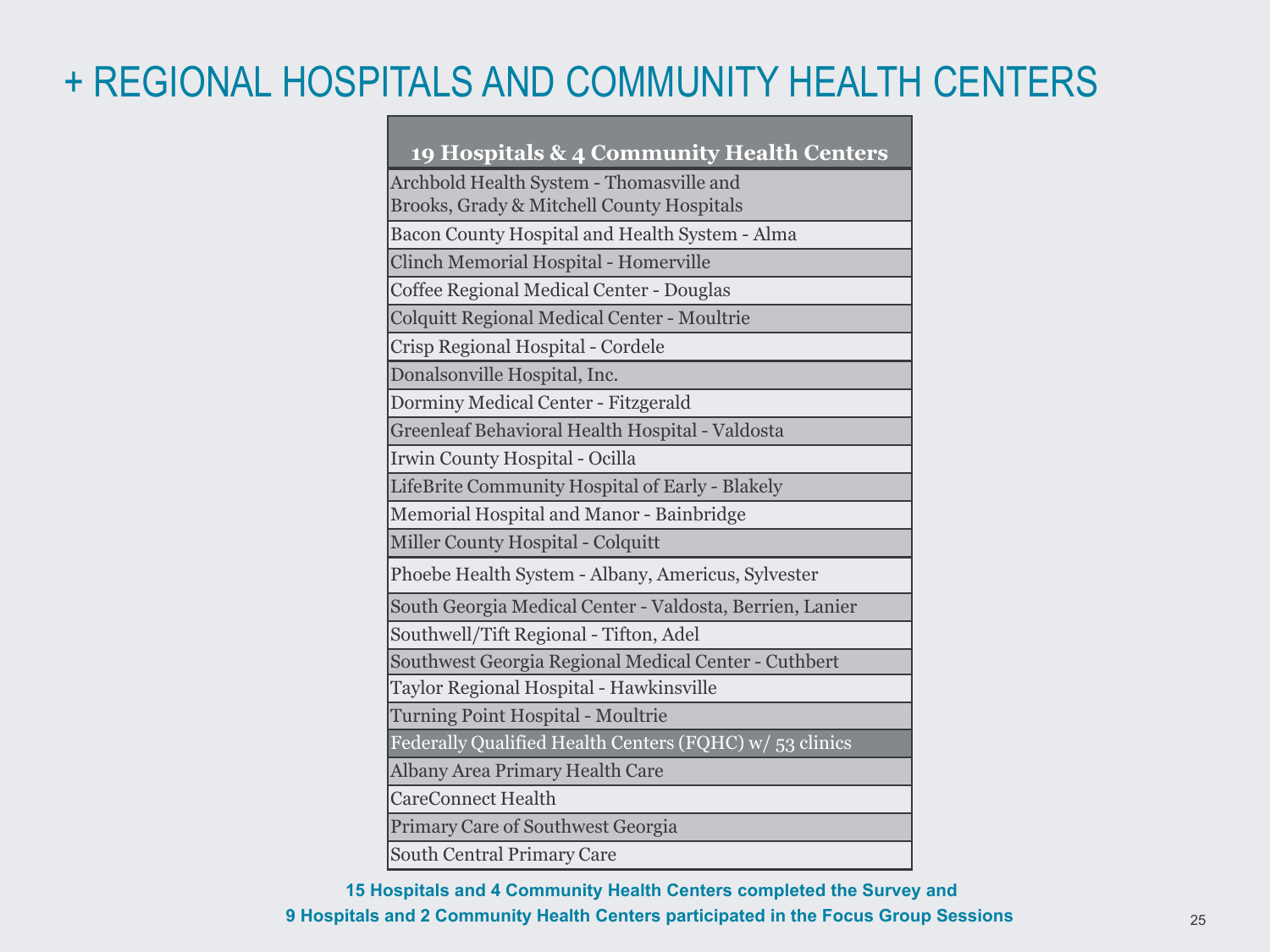# + REGIONAL HOSPITALS AND COMMUNITY HEALTH CENTERS

| 19 Hospitals & 4 Community Health Centers |
|---|
| Archbold Health System - Thomasville and Brooks, Grady & Mitchell County Hospitals |
| Bacon County Hospital and Health System - Alma |
| Clinch Memorial Hospital - Homerville |
| Coffee Regional Medical Center - Douglas |
| Colquitt Regional Medical Center - Moultrie |
| Crisp Regional Hospital - Cordele |
| Donalsonville Hospital, Inc. |
| Dorminy Medical Center - Fitzgerald |
| Greenleaf Behavioral Health Hospital - Valdosta |
| Irwin County Hospital - Ocilla |
| LifeBrite Community Hospital of Early - Blakely |
| Memorial Hospital and Manor - Bainbridge |
| Miller County Hospital - Colquitt |
| Phoebe Health System - Albany, Americus, Sylvester |
| South Georgia Medical Center - Valdosta, Berrien, Lanier |
| Southwell/Tift Regional - Tifton, Adel |
| Southwest Georgia Regional Medical Center - Cuthbert |
| Taylor Regional Hospital - Hawkinsville |
| Turning Point Hospital - Moultrie |
| Federally Qualified Health Centers (FQHC) w/ 53 clinics |
| Albany Area Primary Health Care |
| CareConnect Health |
| Primary Care of Southwest Georgia |
| South Central Primary Care |

**15 Hospitals and 4 Community Health Centers completed the Survey and**
**9 Hospitals and 2 Community Health Centers participated in the Focus Group Sessions**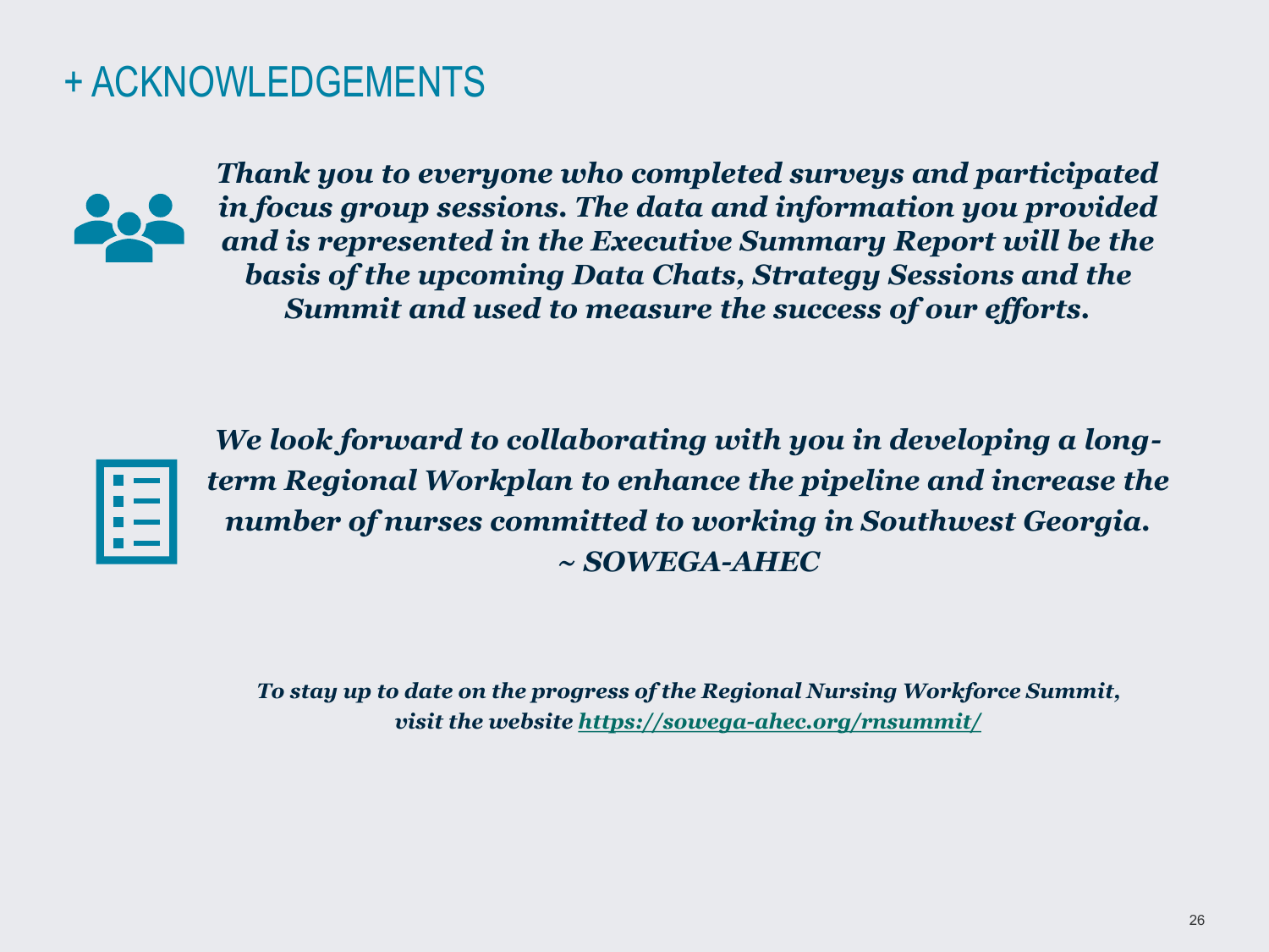# + ACKNOWLEDGEMENTS

***Thank you to everyone who completed surveys and participated in focus group sessions. The data and information you provided and is represented in the Executive Summary Report will be the basis of the upcoming Data Chats, Strategy Sessions and the Summit and used to measure the success of our efforts.***

***We look forward to collaborating with you in developing a long-term Regional Workplan to enhance the pipeline and increase the number of nurses committed to working in Southwest Georgia.***
***~ SOWEGA-AHEC***

***To stay up to date on the progress of the Regional Nursing Workforce Summit, visit the website [https://sowega-ahec.org/rnsummit/](https://sowega-ahec.org/rnsummit/)***